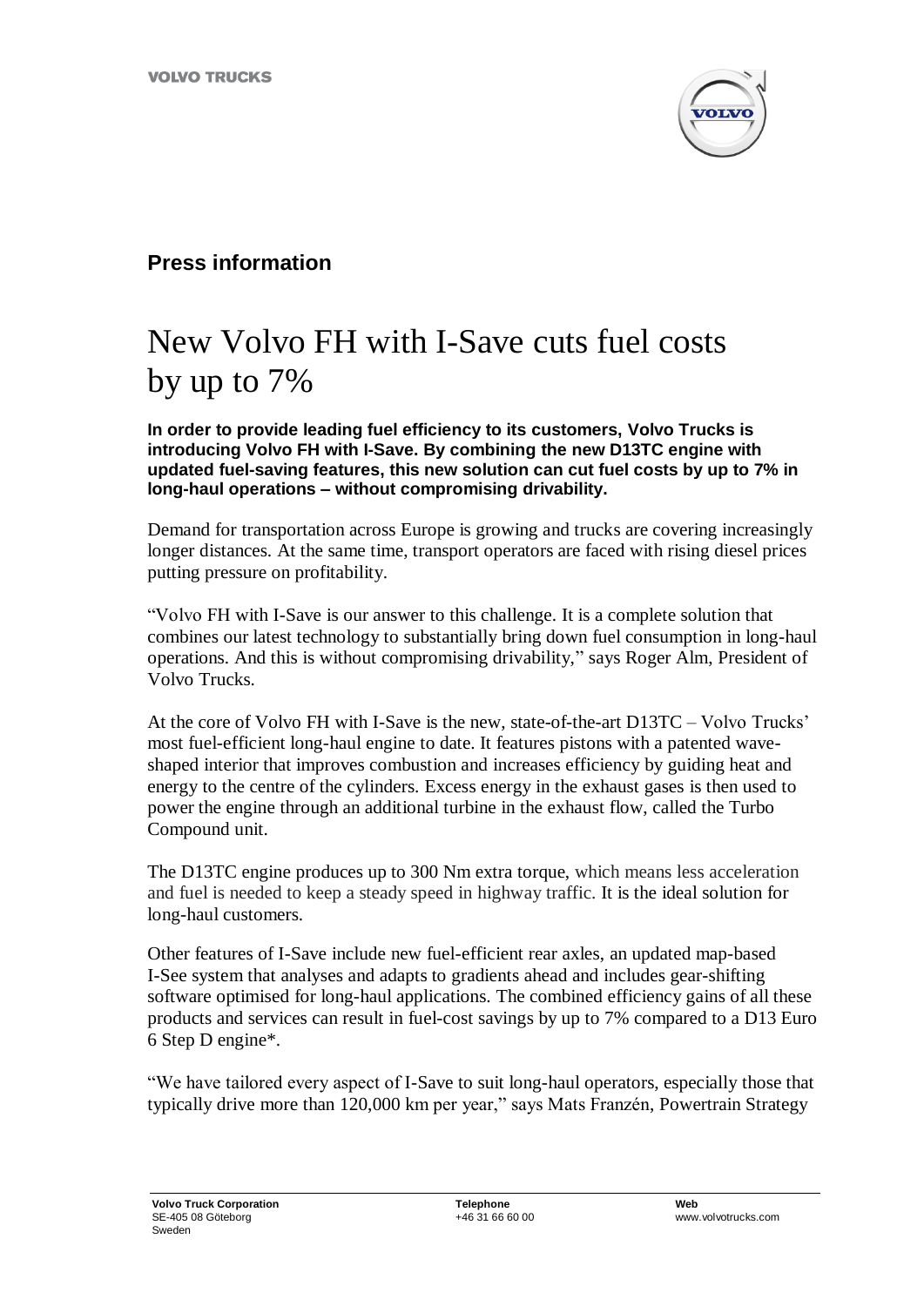VOLVO TRUCKS

**Press information**

# New Volvo FH with I-Save cuts fuel costs by up to 7%

**In order to provide leading fuel efficiency to its customers, Volvo Trucks is introducing Volvo FH with I-Save. By combining the new D13TC engine with updated fuel-saving features, this new solution can cut fuel costs by up to 7% in long-haul operations – without compromising drivability.**

Demand for transportation across Europe is growing and trucks are covering increasingly longer distances. At the same time, transport operators are faced with rising diesel prices putting pressure on profitability.

"Volvo FH with I-Save is our answer to this challenge. It is a complete solution that combines our latest technology to substantially bring down fuel consumption in long-haul operations. And this is without compromising drivability," says Roger Alm, President of Volvo Trucks.

At the core of Volvo FH with I-Save is the new, state-of-the-art D13TC – Volvo Trucks' most fuel-efficient long-haul engine to date. It features pistons with a patented wave-shaped interior that improves combustion and increases efficiency by guiding heat and energy to the centre of the cylinders. Excess energy in the exhaust gases is then used to power the engine through an additional turbine in the exhaust flow, called the Turbo Compound unit.

The D13TC engine produces up to 300 Nm extra torque, which means less acceleration and fuel is needed to keep a steady speed in highway traffic. It is the ideal solution for long-haul customers.

Other features of I-Save include new fuel-efficient rear axles, an updated map-based I-See system that analyses and adapts to gradients ahead and includes gear-shifting software optimised for long-haul applications. The combined efficiency gains of all these products and services can result in fuel-cost savings by up to 7% compared to a D13 Euro 6 Step D engine*.

"We have tailored every aspect of I-Save to suit long-haul operators, especially those that typically drive more than 120,000 km per year," says Mats Franzén, Powertrain Strategy

**Volvo Truck Corporation**
SE-405 08 Göteborg
Sweden

**Telephone**
+46 31 66 60 00

**Web**
www.volvotrucks.com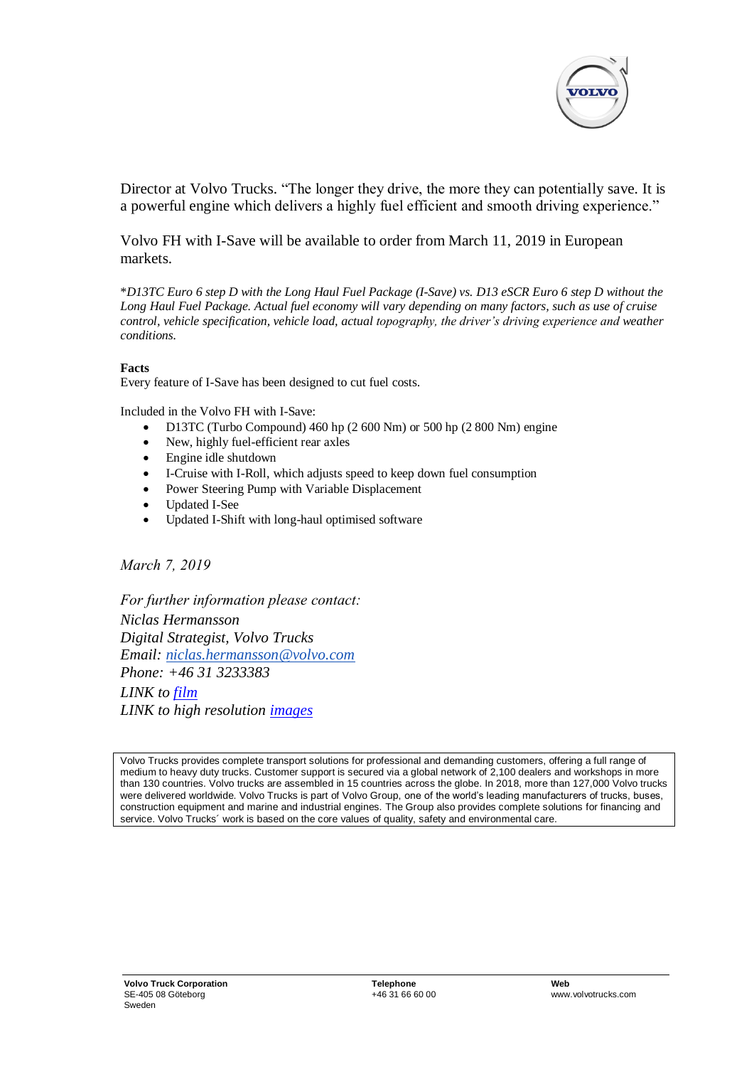Director at Volvo Trucks. “The longer they drive, the more they can potentially save. It is a powerful engine which delivers a highly fuel efficient and smooth driving experience.”

Volvo FH with I-Save will be available to order from March 11, 2019 in European markets.

**D13TC Euro 6 step D with the Long Haul Fuel Package (I-Save) vs. D13 eSCR Euro 6 step D without the Long Haul Fuel Package. Actual fuel economy will vary depending on many factors, such as use of cruise control, vehicle specification, vehicle load, actual topography, the driver's driving experience and weather conditions.*

**Facts**

Every feature of I-Save has been designed to cut fuel costs.

Included in the Volvo FH with I-Save:

- D13TC (Turbo Compound) 460 hp (2 600 Nm) or 500 hp (2 800 Nm) engine
- New, highly fuel-efficient rear axles
- Engine idle shutdown
- I-Cruise with I-Roll, which adjusts speed to keep down fuel consumption
- Power Steering Pump with Variable Displacement
- Updated I-See
- Updated I-Shift with long-haul optimised software

*March 7, 2019*

*For further information please contact:*
*Niclas Hermansson*
*Digital Strategist, Volvo Trucks*
*Email: niclas.hermansson@volvo.com*
*Phone: +46 31 3233383*
*LINK to film*
*LINK to high resolution images*

Volvo Trucks provides complete transport solutions for professional and demanding customers, offering a full range of medium to heavy duty trucks. Customer support is secured via a global network of 2,100 dealers and workshops in more than 130 countries. Volvo trucks are assembled in 15 countries across the globe. In 2018, more than 127,000 Volvo trucks were delivered worldwide. Volvo Trucks is part of Volvo Group, one of the world's leading manufacturers of trucks, buses, construction equipment and marine and industrial engines. The Group also provides complete solutions for financing and service. Volvo Trucks´ work is based on the core values of quality, safety and environmental care.